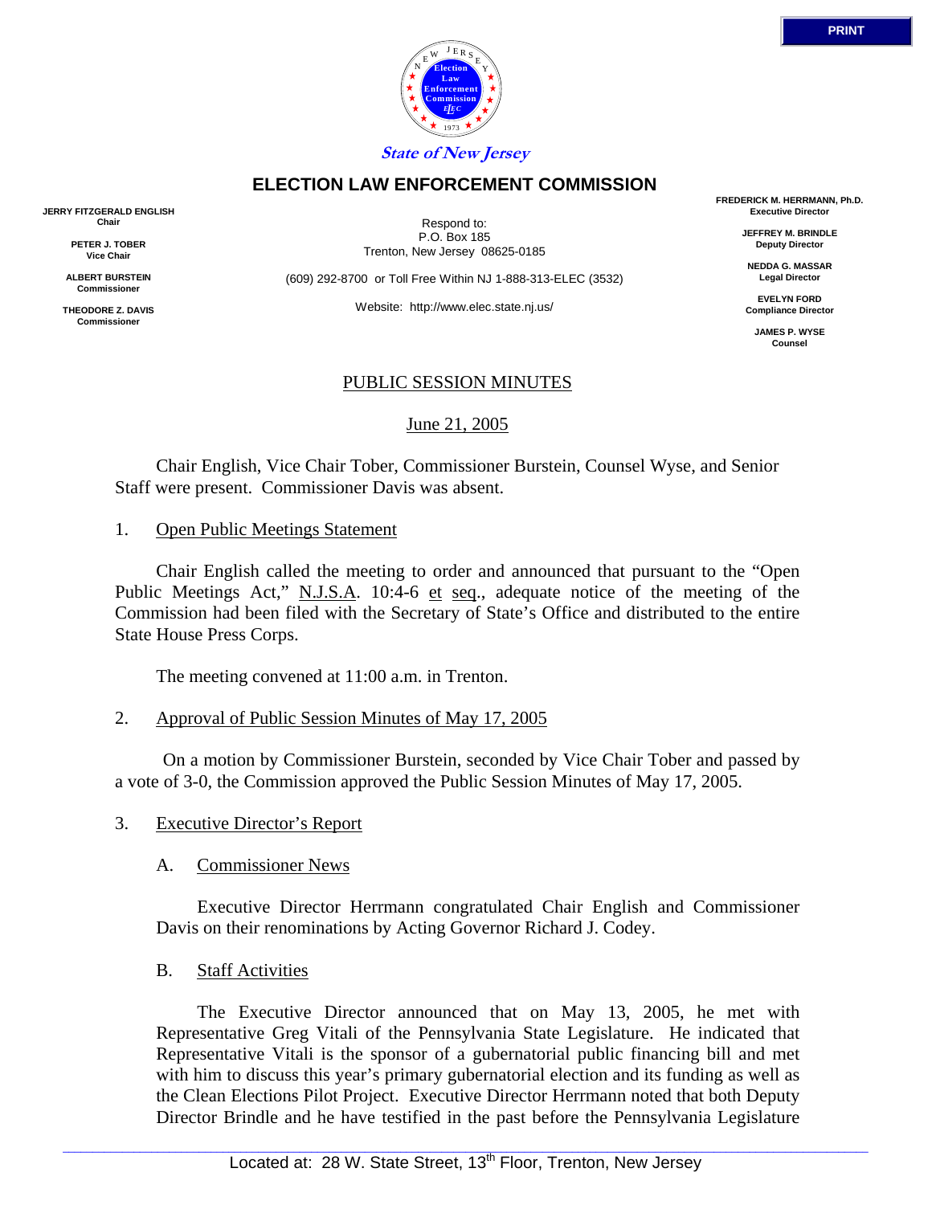**State of New Jersey**

# ELECTION LAW ENFORCEMENT COMMISSION

**JERRY FITZGERALD ENGLISH**
**Chair**

**PETER J. TOBER**
**Vice Chair**

**ALBERT BURSTEIN**
**Commissioner**

**THEODORE Z. DAVIS**
**Commissioner**

Respond to:
P.O. Box 185
Trenton, New Jersey 08625-0185

(609) 292-8700 or Toll Free Within NJ 1-888-313-ELEC (3532)

Website: http://www.elec.state.nj.us/

**FREDERICK M. HERRMANN, Ph.D.**
**Executive Director**

**JEFFREY M. BRINDLE**
**Deputy Director**

**NEDDA G. MASSAR**
**Legal Director**

**EVELYN FORD**
**Compliance Director**

**JAMES P. WYSE**
**Counsel**

## PUBLIC SESSION MINUTES

June 21, 2005

Chair English, Vice Chair Tober, Commissioner Burstein, Counsel Wyse, and Senior Staff were present. Commissioner Davis was absent.

1. Open Public Meetings Statement

Chair English called the meeting to order and announced that pursuant to the "Open Public Meetings Act," N.J.S.A. 10:4-6 et seq., adequate notice of the meeting of the Commission had been filed with the Secretary of State's Office and distributed to the entire State House Press Corps.

The meeting convened at 11:00 a.m. in Trenton.

2. Approval of Public Session Minutes of May 17, 2005

On a motion by Commissioner Burstein, seconded by Vice Chair Tober and passed by a vote of 3-0, the Commission approved the Public Session Minutes of May 17, 2005.

3. Executive Director's Report

A. Commissioner News

Executive Director Herrmann congratulated Chair English and Commissioner Davis on their renominations by Acting Governor Richard J. Codey.

B. Staff Activities

The Executive Director announced that on May 13, 2005, he met with Representative Greg Vitali of the Pennsylvania State Legislature. He indicated that Representative Vitali is the sponsor of a gubernatorial public financing bill and met with him to discuss this year's primary gubernatorial election and its funding as well as the Clean Elections Pilot Project. Executive Director Herrmann noted that both Deputy Director Brindle and he have testified in the past before the Pennsylvania Legislature

Located at: 28 W. State Street, 13th Floor, Trenton, New Jersey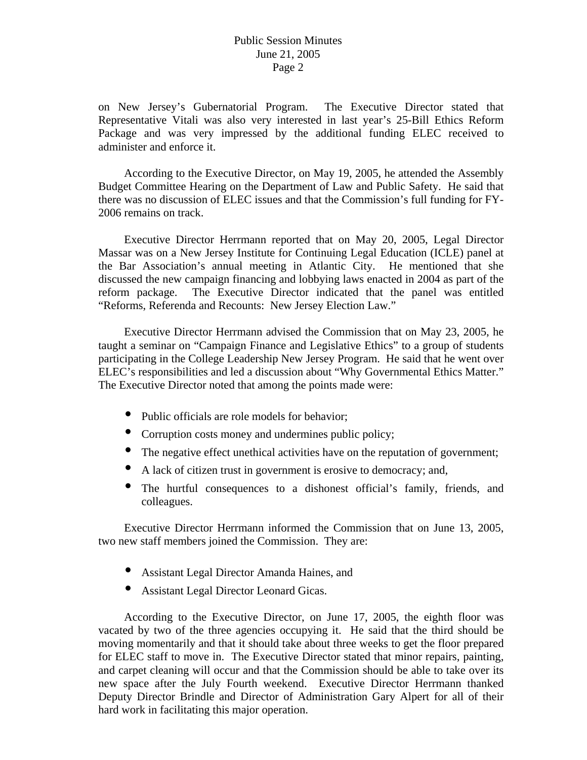on New Jersey's Gubernatorial Program. The Executive Director stated that Representative Vitali was also very interested in last year's 25-Bill Ethics Reform Package and was very impressed by the additional funding ELEC received to administer and enforce it.

According to the Executive Director, on May 19, 2005, he attended the Assembly Budget Committee Hearing on the Department of Law and Public Safety. He said that there was no discussion of ELEC issues and that the Commission's full funding for FY-2006 remains on track.

Executive Director Herrmann reported that on May 20, 2005, Legal Director Massar was on a New Jersey Institute for Continuing Legal Education (ICLE) panel at the Bar Association's annual meeting in Atlantic City. He mentioned that she discussed the new campaign financing and lobbying laws enacted in 2004 as part of the reform package. The Executive Director indicated that the panel was entitled "Reforms, Referenda and Recounts: New Jersey Election Law."

Executive Director Herrmann advised the Commission that on May 23, 2005, he taught a seminar on "Campaign Finance and Legislative Ethics" to a group of students participating in the College Leadership New Jersey Program. He said that he went over ELEC's responsibilities and led a discussion about "Why Governmental Ethics Matter." The Executive Director noted that among the points made were:

- Public officials are role models for behavior;
- Corruption costs money and undermines public policy;
- The negative effect unethical activities have on the reputation of government;
- A lack of citizen trust in government is erosive to democracy; and,
- The hurtful consequences to a dishonest official's family, friends, and colleagues.

Executive Director Herrmann informed the Commission that on June 13, 2005, two new staff members joined the Commission. They are:

- Assistant Legal Director Amanda Haines, and
- Assistant Legal Director Leonard Gicas.

According to the Executive Director, on June 17, 2005, the eighth floor was vacated by two of the three agencies occupying it. He said that the third should be moving momentarily and that it should take about three weeks to get the floor prepared for ELEC staff to move in. The Executive Director stated that minor repairs, painting, and carpet cleaning will occur and that the Commission should be able to take over its new space after the July Fourth weekend. Executive Director Herrmann thanked Deputy Director Brindle and Director of Administration Gary Alpert for all of their hard work in facilitating this major operation.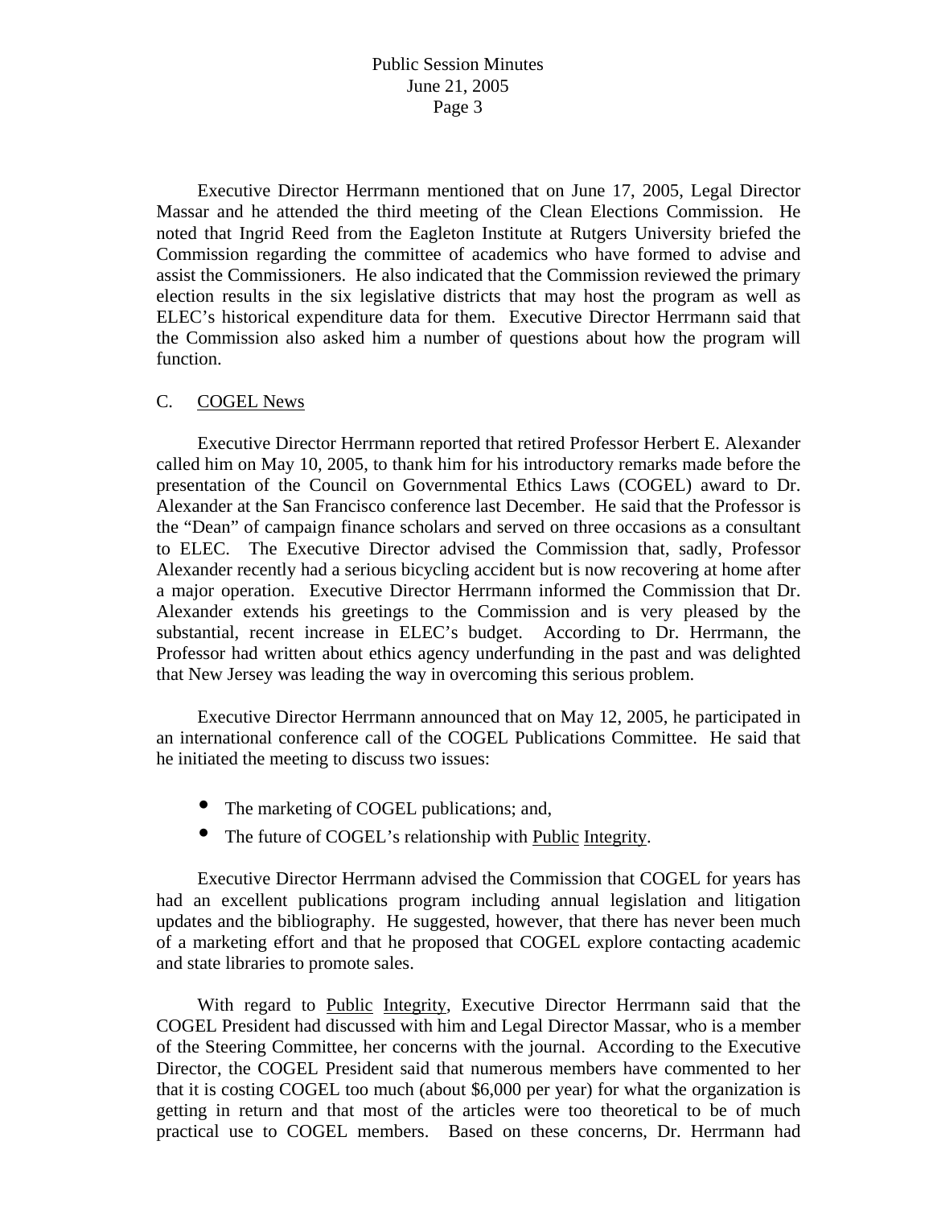Executive Director Herrmann mentioned that on June 17, 2005, Legal Director Massar and he attended the third meeting of the Clean Elections Commission. He noted that Ingrid Reed from the Eagleton Institute at Rutgers University briefed the Commission regarding the committee of academics who have formed to advise and assist the Commissioners. He also indicated that the Commission reviewed the primary election results in the six legislative districts that may host the program as well as ELEC's historical expenditure data for them. Executive Director Herrmann said that the Commission also asked him a number of questions about how the program will function.

C. COGEL News

Executive Director Herrmann reported that retired Professor Herbert E. Alexander called him on May 10, 2005, to thank him for his introductory remarks made before the presentation of the Council on Governmental Ethics Laws (COGEL) award to Dr. Alexander at the San Francisco conference last December. He said that the Professor is the "Dean" of campaign finance scholars and served on three occasions as a consultant to ELEC. The Executive Director advised the Commission that, sadly, Professor Alexander recently had a serious bicycling accident but is now recovering at home after a major operation. Executive Director Herrmann informed the Commission that Dr. Alexander extends his greetings to the Commission and is very pleased by the substantial, recent increase in ELEC's budget. According to Dr. Herrmann, the Professor had written about ethics agency underfunding in the past and was delighted that New Jersey was leading the way in overcoming this serious problem.

Executive Director Herrmann announced that on May 12, 2005, he participated in an international conference call of the COGEL Publications Committee. He said that he initiated the meeting to discuss two issues:

- The marketing of COGEL publications; and,
- The future of COGEL's relationship with Public Integrity.

Executive Director Herrmann advised the Commission that COGEL for years has had an excellent publications program including annual legislation and litigation updates and the bibliography. He suggested, however, that there has never been much of a marketing effort and that he proposed that COGEL explore contacting academic and state libraries to promote sales.

With regard to Public Integrity, Executive Director Herrmann said that the COGEL President had discussed with him and Legal Director Massar, who is a member of the Steering Committee, her concerns with the journal. According to the Executive Director, the COGEL President said that numerous members have commented to her that it is costing COGEL too much (about $6,000 per year) for what the organization is getting in return and that most of the articles were too theoretical to be of much practical use to COGEL members. Based on these concerns, Dr. Herrmann had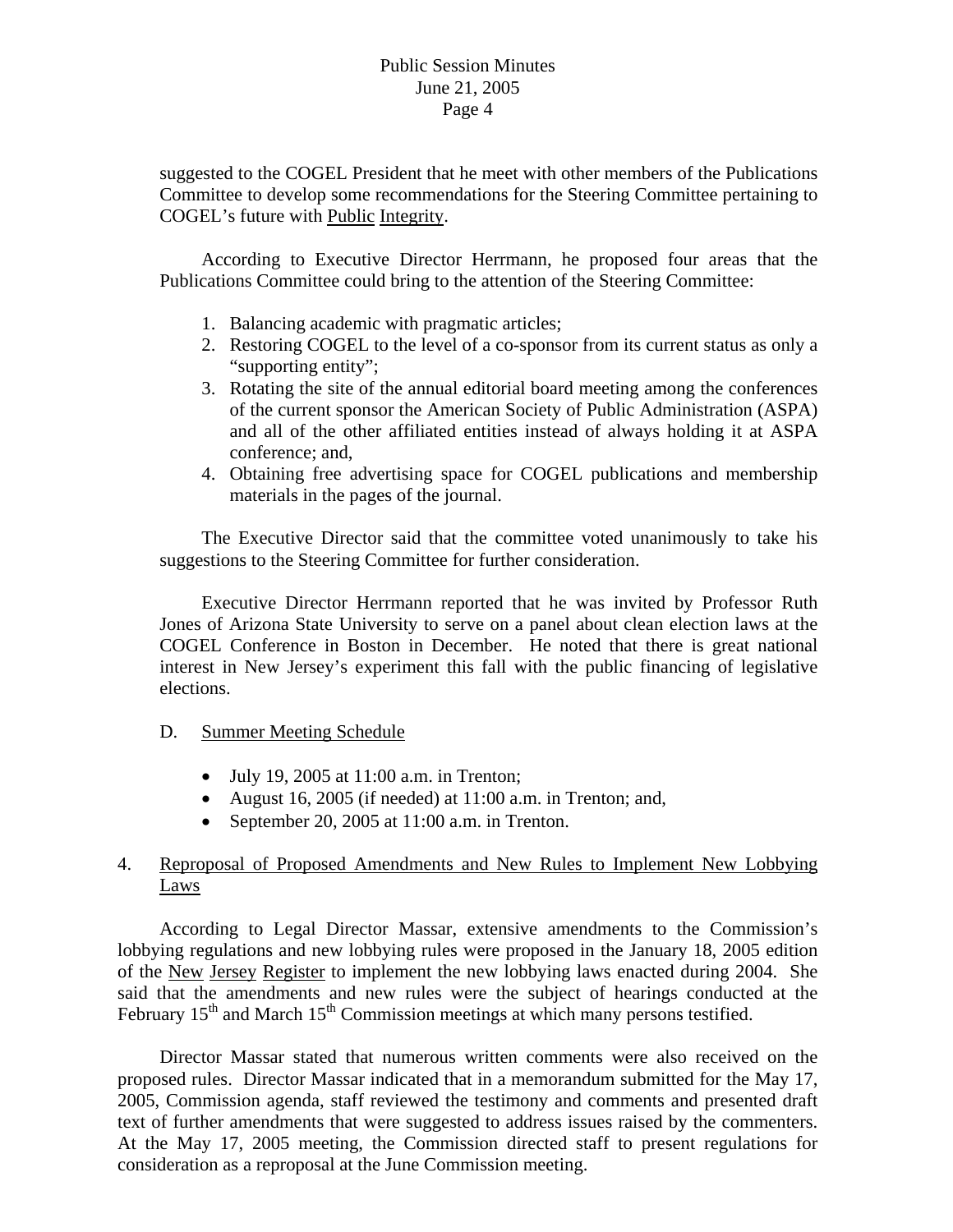suggested to the COGEL President that he meet with other members of the Publications Committee to develop some recommendations for the Steering Committee pertaining to COGEL's future with Public Integrity.

According to Executive Director Herrmann, he proposed four areas that the Publications Committee could bring to the attention of the Steering Committee:

1. Balancing academic with pragmatic articles;
2. Restoring COGEL to the level of a co-sponsor from its current status as only a "supporting entity";
3. Rotating the site of the annual editorial board meeting among the conferences of the current sponsor the American Society of Public Administration (ASPA) and all of the other affiliated entities instead of always holding it at ASPA conference; and,
4. Obtaining free advertising space for COGEL publications and membership materials in the pages of the journal.

The Executive Director said that the committee voted unanimously to take his suggestions to the Steering Committee for further consideration.

Executive Director Herrmann reported that he was invited by Professor Ruth Jones of Arizona State University to serve on a panel about clean election laws at the COGEL Conference in Boston in December. He noted that there is great national interest in New Jersey's experiment this fall with the public financing of legislative elections.

D. Summer Meeting Schedule

- July 19, 2005 at 11:00 a.m. in Trenton;
- August 16, 2005 (if needed) at 11:00 a.m. in Trenton; and,
- September 20, 2005 at 11:00 a.m. in Trenton.

4. Reproposal of Proposed Amendments and New Rules to Implement New Lobbying Laws

According to Legal Director Massar, extensive amendments to the Commission's lobbying regulations and new lobbying rules were proposed in the January 18, 2005 edition of the New Jersey Register to implement the new lobbying laws enacted during 2004. She said that the amendments and new rules were the subject of hearings conducted at the February 15th and March 15th Commission meetings at which many persons testified.

Director Massar stated that numerous written comments were also received on the proposed rules. Director Massar indicated that in a memorandum submitted for the May 17, 2005, Commission agenda, staff reviewed the testimony and comments and presented draft text of further amendments that were suggested to address issues raised by the commenters. At the May 17, 2005 meeting, the Commission directed staff to present regulations for consideration as a reproposal at the June Commission meeting.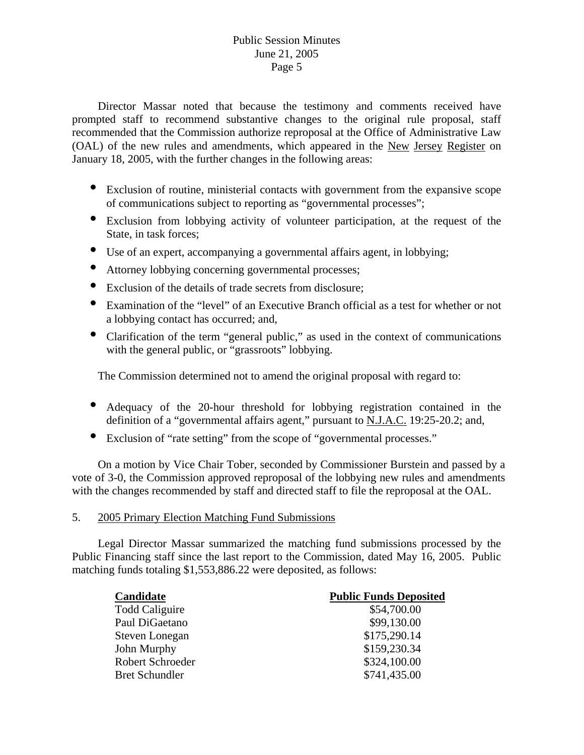Director Massar noted that because the testimony and comments received have prompted staff to recommend substantive changes to the original rule proposal, staff recommended that the Commission authorize reproposal at the Office of Administrative Law (OAL) of the new rules and amendments, which appeared in the New Jersey Register on January 18, 2005, with the further changes in the following areas:

- Exclusion of routine, ministerial contacts with government from the expansive scope of communications subject to reporting as "governmental processes";
- Exclusion from lobbying activity of volunteer participation, at the request of the State, in task forces;
- Use of an expert, accompanying a governmental affairs agent, in lobbying;
- Attorney lobbying concerning governmental processes;
- Exclusion of the details of trade secrets from disclosure;
- Examination of the "level" of an Executive Branch official as a test for whether or not a lobbying contact has occurred; and,
- Clarification of the term "general public," as used in the context of communications with the general public, or "grassroots" lobbying.

The Commission determined not to amend the original proposal with regard to:

- Adequacy of the 20-hour threshold for lobbying registration contained in the definition of a "governmental affairs agent," pursuant to N.J.A.C. 19:25-20.2; and,
- Exclusion of "rate setting" from the scope of "governmental processes."

On a motion by Vice Chair Tober, seconded by Commissioner Burstein and passed by a vote of 3-0, the Commission approved reproposal of the lobbying new rules and amendments with the changes recommended by staff and directed staff to file the reproposal at the OAL.

5. 2005 Primary Election Matching Fund Submissions

Legal Director Massar summarized the matching fund submissions processed by the Public Financing staff since the last report to the Commission, dated May 16, 2005. Public matching funds totaling $1,553,886.22 were deposited, as follows:

| Candidate | Public Funds Deposited |
|---|---|
| Todd Caliguire | $54,700.00 |
| Paul DiGaetano | $99,130.00 |
| Steven Lonegan | $175,290.14 |
| John Murphy | $159,230.34 |
| Robert Schroeder | $324,100.00 |
| Bret Schundler | $741,435.00 |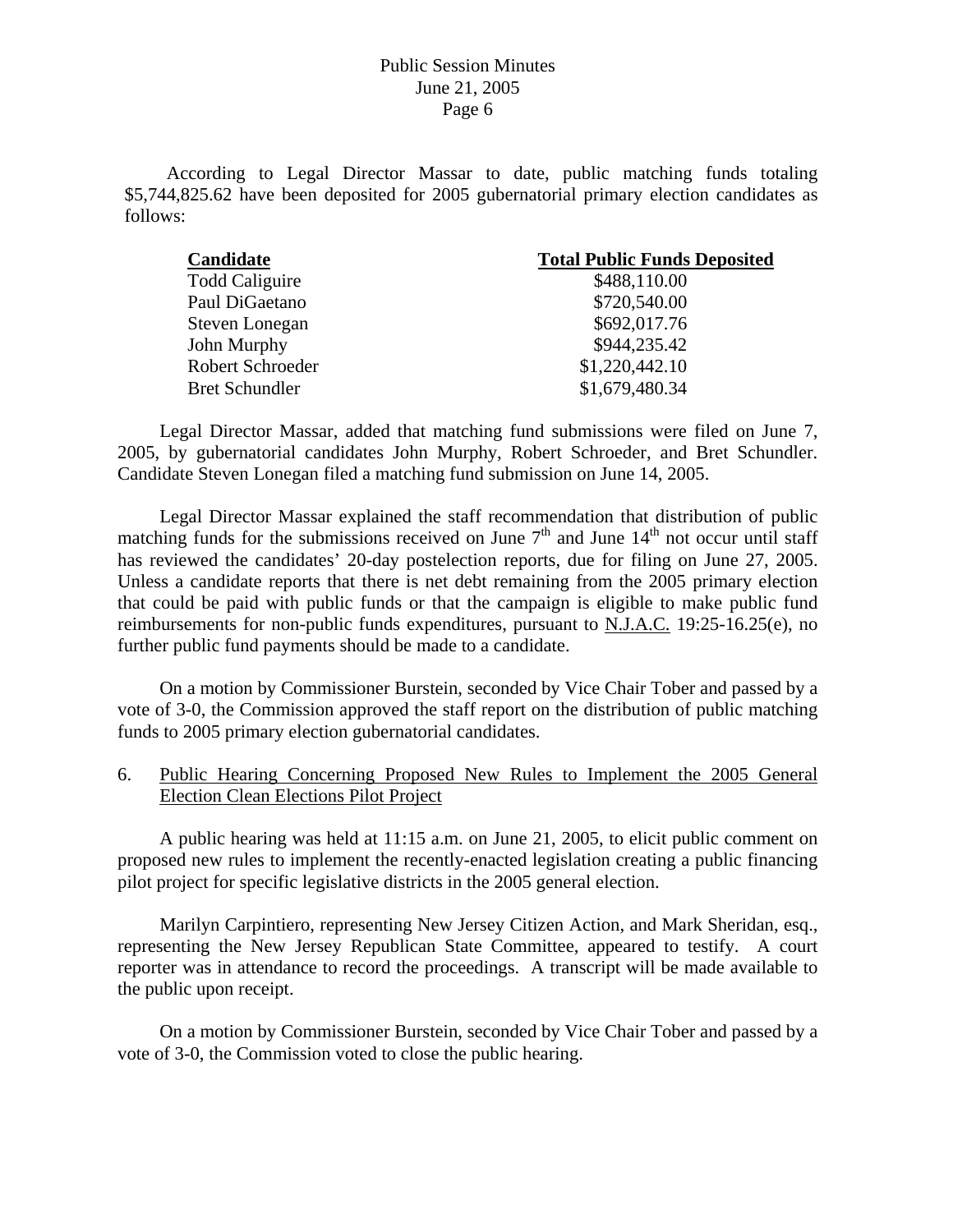According to Legal Director Massar to date, public matching funds totaling $5,744,825.62 have been deposited for 2005 gubernatorial primary election candidates as follows:

| Candidate | Total Public Funds Deposited |
|---|---|
| Todd Caliguire | $488,110.00 |
| Paul DiGaetano | $720,540.00 |
| Steven Lonegan | $692,017.76 |
| John Murphy | $944,235.42 |
| Robert Schroeder | $1,220,442.10 |
| Bret Schundler | $1,679,480.34 |

Legal Director Massar, added that matching fund submissions were filed on June 7, 2005, by gubernatorial candidates John Murphy, Robert Schroeder, and Bret Schundler. Candidate Steven Lonegan filed a matching fund submission on June 14, 2005.

Legal Director Massar explained the staff recommendation that distribution of public matching funds for the submissions received on June 7th and June 14th not occur until staff has reviewed the candidates' 20-day postelection reports, due for filing on June 27, 2005. Unless a candidate reports that there is net debt remaining from the 2005 primary election that could be paid with public funds or that the campaign is eligible to make public fund reimbursements for non-public funds expenditures, pursuant to N.J.A.C. 19:25-16.25(e), no further public fund payments should be made to a candidate.

On a motion by Commissioner Burstein, seconded by Vice Chair Tober and passed by a vote of 3-0, the Commission approved the staff report on the distribution of public matching funds to 2005 primary election gubernatorial candidates.

6. Public Hearing Concerning Proposed New Rules to Implement the 2005 General Election Clean Elections Pilot Project

A public hearing was held at 11:15 a.m. on June 21, 2005, to elicit public comment on proposed new rules to implement the recently-enacted legislation creating a public financing pilot project for specific legislative districts in the 2005 general election.

Marilyn Carpintiero, representing New Jersey Citizen Action, and Mark Sheridan, esq., representing the New Jersey Republican State Committee, appeared to testify. A court reporter was in attendance to record the proceedings. A transcript will be made available to the public upon receipt.

On a motion by Commissioner Burstein, seconded by Vice Chair Tober and passed by a vote of 3-0, the Commission voted to close the public hearing.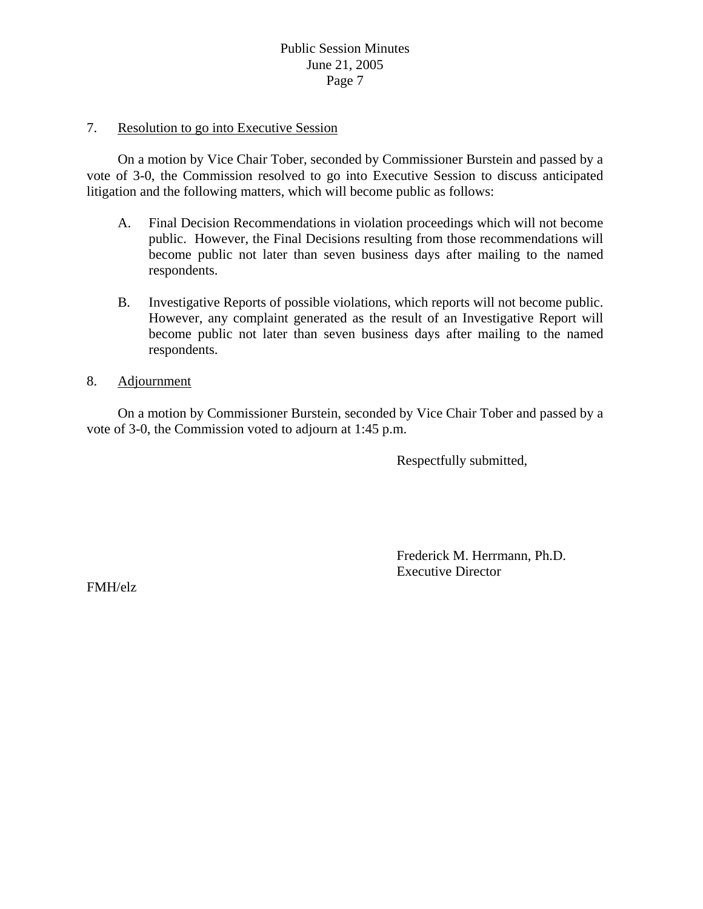7. Resolution to go into Executive Session

On a motion by Vice Chair Tober, seconded by Commissioner Burstein and passed by a vote of 3-0, the Commission resolved to go into Executive Session to discuss anticipated litigation and the following matters, which will become public as follows:

A. Final Decision Recommendations in violation proceedings which will not become public. However, the Final Decisions resulting from those recommendations will become public not later than seven business days after mailing to the named respondents.

B. Investigative Reports of possible violations, which reports will not become public. However, any complaint generated as the result of an Investigative Report will become public not later than seven business days after mailing to the named respondents.

8. Adjournment

On a motion by Commissioner Burstein, seconded by Vice Chair Tober and passed by a vote of 3-0, the Commission voted to adjourn at 1:45 p.m.

Respectfully submitted,

Frederick M. Herrmann, Ph.D.
Executive Director

FMH/elz